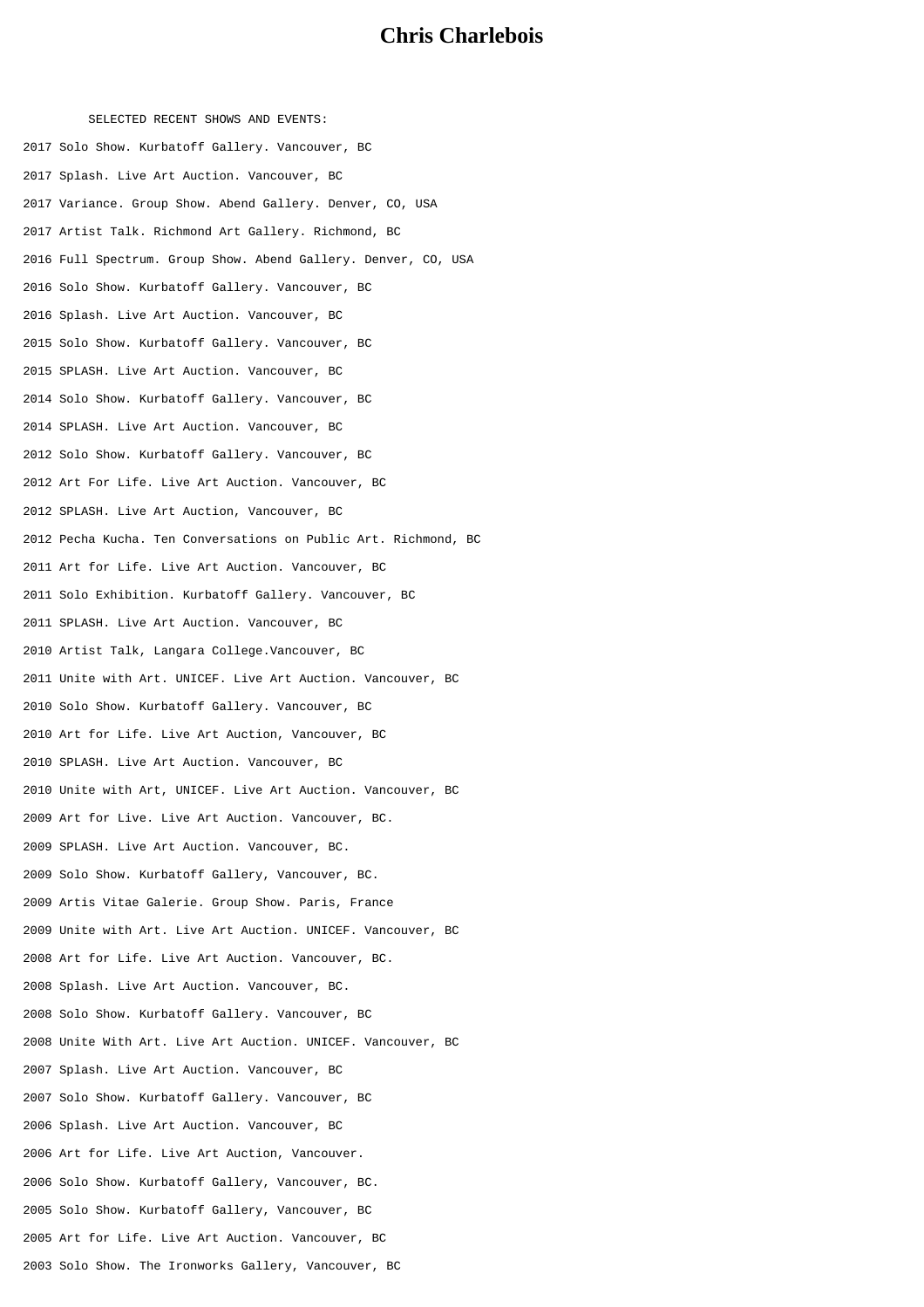# Chris Charlebois

SELECTED RECENT SHOWS AND EVENTS:

2017 Solo Show. Kurbatoff Gallery. Vancouver, BC

2017 Splash. Live Art Auction. Vancouver, BC

2017 Variance. Group Show. Abend Gallery. Denver, CO, USA

2017 Artist Talk. Richmond Art Gallery. Richmond, BC

2016 Full Spectrum. Group Show. Abend Gallery. Denver, CO, USA

2016 Solo Show. Kurbatoff Gallery. Vancouver, BC

2016 Splash. Live Art Auction. Vancouver, BC

2015 Solo Show. Kurbatoff Gallery. Vancouver, BC

2015 SPLASH. Live Art Auction. Vancouver, BC

2014 Solo Show. Kurbatoff Gallery. Vancouver, BC

2014 SPLASH. Live Art Auction. Vancouver, BC

2012 Solo Show. Kurbatoff Gallery. Vancouver, BC

2012 Art For Life. Live Art Auction. Vancouver, BC

2012 SPLASH. Live Art Auction, Vancouver, BC

2012 Pecha Kucha. Ten Conversations on Public Art. Richmond, BC

2011 Art for Life. Live Art Auction. Vancouver, BC

2011 Solo Exhibition. Kurbatoff Gallery. Vancouver, BC

2011 SPLASH. Live Art Auction. Vancouver, BC

2010 Artist Talk, Langara College.Vancouver, BC

2011 Unite with Art. UNICEF. Live Art Auction. Vancouver, BC

2010 Solo Show. Kurbatoff Gallery. Vancouver, BC

2010 Art for Life. Live Art Auction, Vancouver, BC

2010 SPLASH. Live Art Auction. Vancouver, BC

2010 Unite with Art, UNICEF. Live Art Auction. Vancouver, BC

2009 Art for Live. Live Art Auction. Vancouver, BC.

2009 SPLASH. Live Art Auction. Vancouver, BC.

2009 Solo Show. Kurbatoff Gallery, Vancouver, BC.

2009 Artis Vitae Galerie. Group Show. Paris, France

2009 Unite with Art. Live Art Auction. UNICEF. Vancouver, BC

2008 Art for Life. Live Art Auction. Vancouver, BC.

2008 Splash. Live Art Auction. Vancouver, BC.

2008 Solo Show. Kurbatoff Gallery. Vancouver, BC

2008 Unite With Art. Live Art Auction. UNICEF. Vancouver, BC

2007 Splash. Live Art Auction. Vancouver, BC

2007 Solo Show. Kurbatoff Gallery. Vancouver, BC

2006 Splash. Live Art Auction. Vancouver, BC

2006 Art for Life. Live Art Auction, Vancouver.

2006 Solo Show. Kurbatoff Gallery, Vancouver, BC.

2005 Solo Show. Kurbatoff Gallery, Vancouver, BC

2005 Art for Life. Live Art Auction. Vancouver, BC

2003 Solo Show. The Ironworks Gallery, Vancouver, BC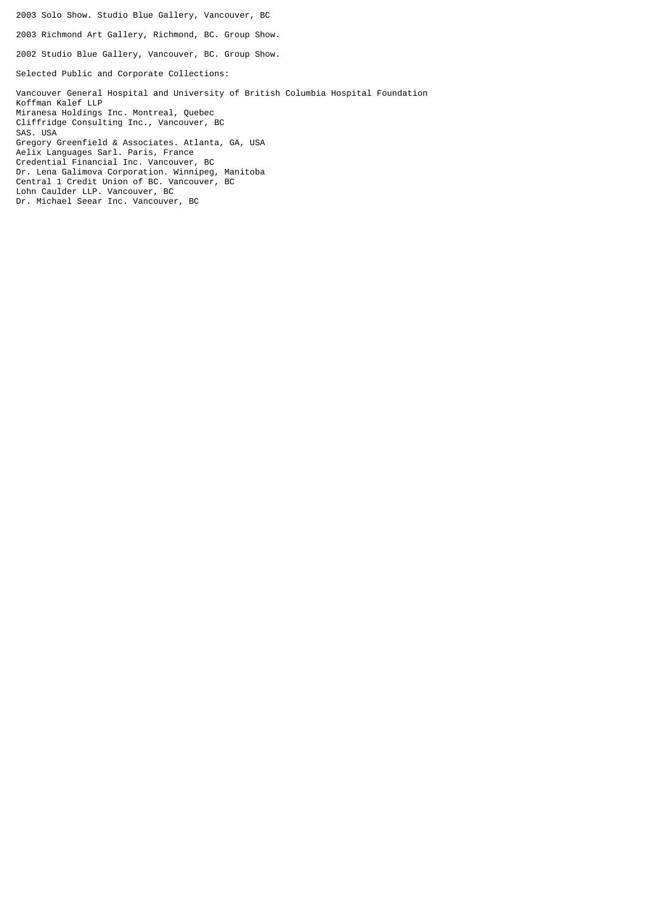2003 Solo Show. Studio Blue Gallery, Vancouver, BC

2003 Richmond Art Gallery, Richmond, BC. Group Show.

2002 Studio Blue Gallery, Vancouver, BC. Group Show.

Selected Public and Corporate Collections:

Vancouver General Hospital and University of British Columbia Hospital Foundation
Koffman Kalef LLP
Miranesa Holdings Inc. Montreal, Quebec
Cliffridge Consulting Inc., Vancouver, BC
SAS. USA
Gregory Greenfield & Associates. Atlanta, GA, USA
Aelix Languages Sarl. Paris, France
Credential Financial Inc. Vancouver, BC
Dr. Lena Galimova Corporation. Winnipeg, Manitoba
Central 1 Credit Union of BC. Vancouver, BC
Lohn Caulder LLP. Vancouver, BC
Dr. Michael Seear Inc. Vancouver, BC